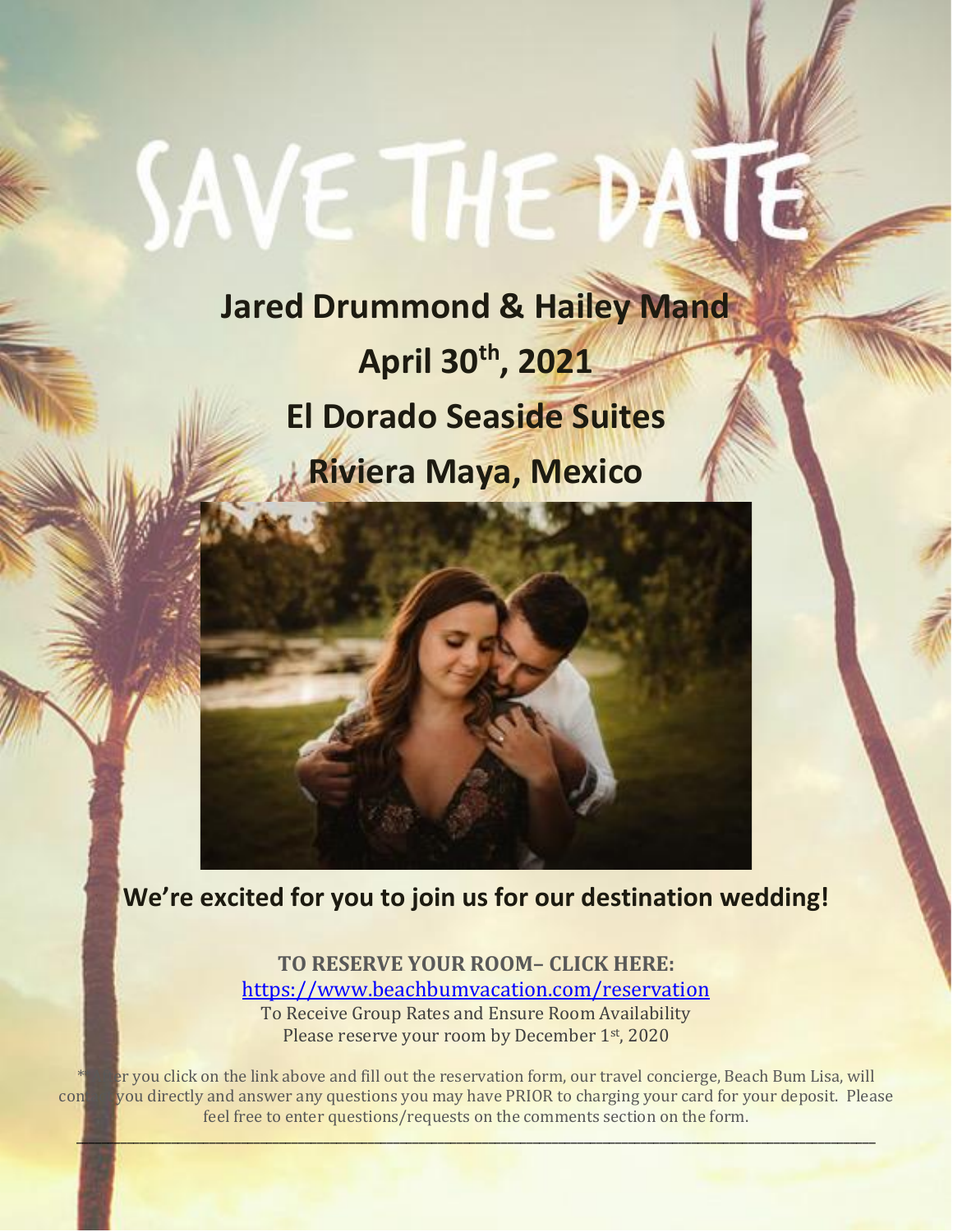# SAVE THE DATE

## Jared Drummond & Hailey Mand

## April 30th, 2021

## El Dorado Seaside Suites

## Riviera Maya, Mexico

**We're excited for you to join us for our destination wedding!**

**TO RESERVE YOUR ROOM– CLICK HERE:**

https://www.beachbumvacation.com/reservation

To Receive Group Rates and Ensure Room Availability

Please reserve your room by December 1st, 2020

*After you click on the link above and fill out the reservation form, our travel concierge, Beach Bum Lisa, will contact you directly and answer any questions you may have PRIOR to charging your card for your deposit. Please feel free to enter questions/requests on the comments section on the form.

---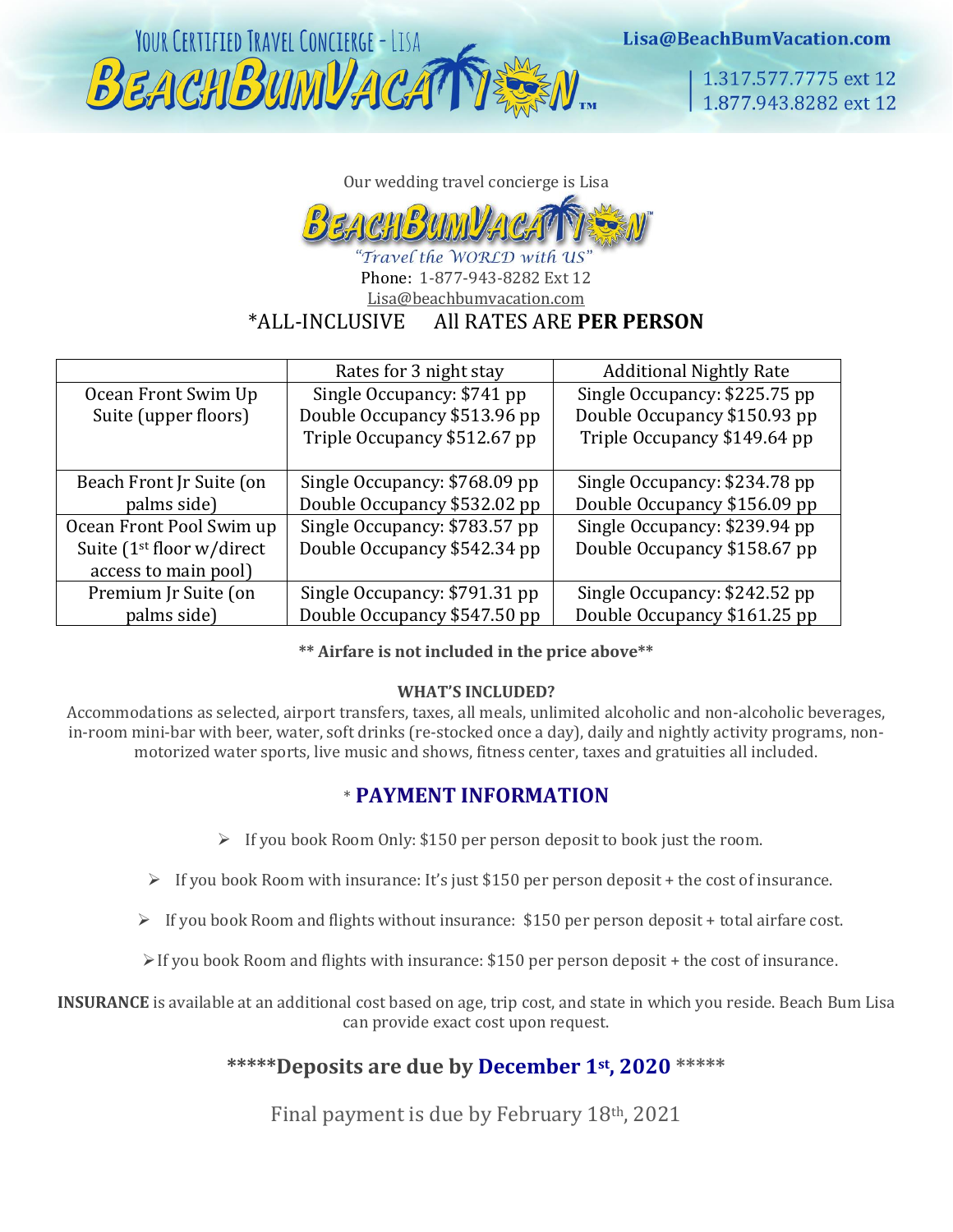Your Certified Travel Concierge - Lisa

BeachBumVacation™

Lisa@BeachBumVacation.com

1.317.577.7775 ext 12
1.877.943.8282 ext 12

Our wedding travel concierge is Lisa

BeachBumVacation™

*"Travel the WORLD with US"*

Phone: 1-877-943-8282 Ext 12

Lisa@beachbumvacation.com

*ALL-INCLUSIVE All RATES ARE **PER PERSON**

| | Rates for 3 night stay | Additional Nightly Rate |
|---|---|---|
| Ocean Front Swim Up Suite (upper floors) | Single Occupancy: $741 pp<br>Double Occupancy $513.96 pp<br>Triple Occupancy $512.67 pp | Single Occupancy: $225.75 pp<br>Double Occupancy $150.93 pp<br>Triple Occupancy $149.64 pp |
| Beach Front Jr Suite (on palms side) | Single Occupancy: $768.09 pp<br>Double Occupancy $532.02 pp | Single Occupancy: $234.78 pp<br>Double Occupancy $156.09 pp |
| Ocean Front Pool Swim up Suite (1st floor w/direct access to main pool) | Single Occupancy: $783.57 pp<br>Double Occupancy $542.34 pp | Single Occupancy: $239.94 pp<br>Double Occupancy $158.67 pp |
| Premium Jr Suite (on palms side) | Single Occupancy: $791.31 pp<br>Double Occupancy $547.50 pp | Single Occupancy: $242.52 pp<br>Double Occupancy $161.25 pp |

**** Airfare is not included in the price above****

**WHAT'S INCLUDED?**

Accommodations as selected, airport transfers, taxes, all meals, unlimited alcoholic and non-alcoholic beverages, in-room mini-bar with beer, water, soft drinks (re-stocked once a day), daily and nightly activity programs, non-motorized water sports, live music and shows, fitness center, taxes and gratuities all included.

## * PAYMENT INFORMATION

- If you book Room Only: $150 per person deposit to book just the room.
- If you book Room with insurance: It's just $150 per person deposit + the cost of insurance.
- If you book Room and flights without insurance: $150 per person deposit + total airfare cost.
- If you book Room and flights with insurance: $150 per person deposit + the cost of insurance.

**INSURANCE** is available at an additional cost based on age, trip cost, and state in which you reside. Beach Bum Lisa can provide exact cost upon request.

### *****Deposits are due by December 1st, 2020 *****

Final payment is due by February 18th, 2021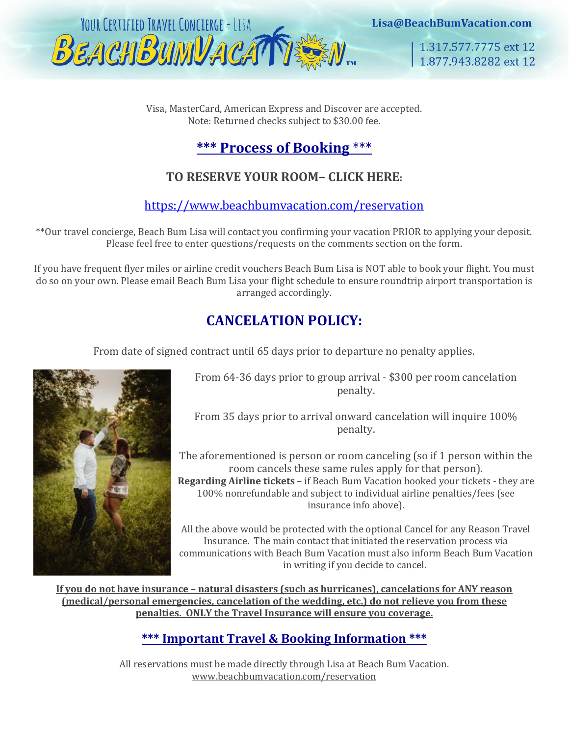Visa, MasterCard, American Express and Discover are accepted.
Note: Returned checks subject to $30.00 fee.

## *** Process of Booking ***

### TO RESERVE YOUR ROOM– CLICK HERE:

https://www.beachbumvacation.com/reservation

**Our travel concierge, Beach Bum Lisa will contact you confirming your vacation PRIOR to applying your deposit. Please feel free to enter questions/requests on the comments section on the form.

If you have frequent flyer miles or airline credit vouchers Beach Bum Lisa is NOT able to book your flight. You must do so on your own. Please email Beach Bum Lisa your flight schedule to ensure roundtrip airport transportation is arranged accordingly.

## CANCELATION POLICY:

From date of signed contract until 65 days prior to departure no penalty applies.

From 64-36 days prior to group arrival - $300 per room cancelation penalty.

From 35 days prior to arrival onward cancelation will inquire 100% penalty.

The aforementioned is person or room canceling (so if 1 person within the room cancels these same rules apply for that person).
**Regarding Airline tickets** – if Beach Bum Vacation booked your tickets - they are 100% nonrefundable and subject to individual airline penalties/fees (see insurance info above).

All the above would be protected with the optional Cancel for any Reason Travel Insurance. The main contact that initiated the reservation process via communications with Beach Bum Vacation must also inform Beach Bum Vacation in writing if you decide to cancel.

**If you do not have insurance – natural disasters (such as hurricanes), cancelations for ANY reason (medical/personal emergencies, cancelation of the wedding, etc.) do not relieve you from these penalties. ONLY the Travel Insurance will ensure you coverage.**

## *** Important Travel & Booking Information ***

All reservations must be made directly through Lisa at Beach Bum Vacation.
www.beachbumvacation.com/reservation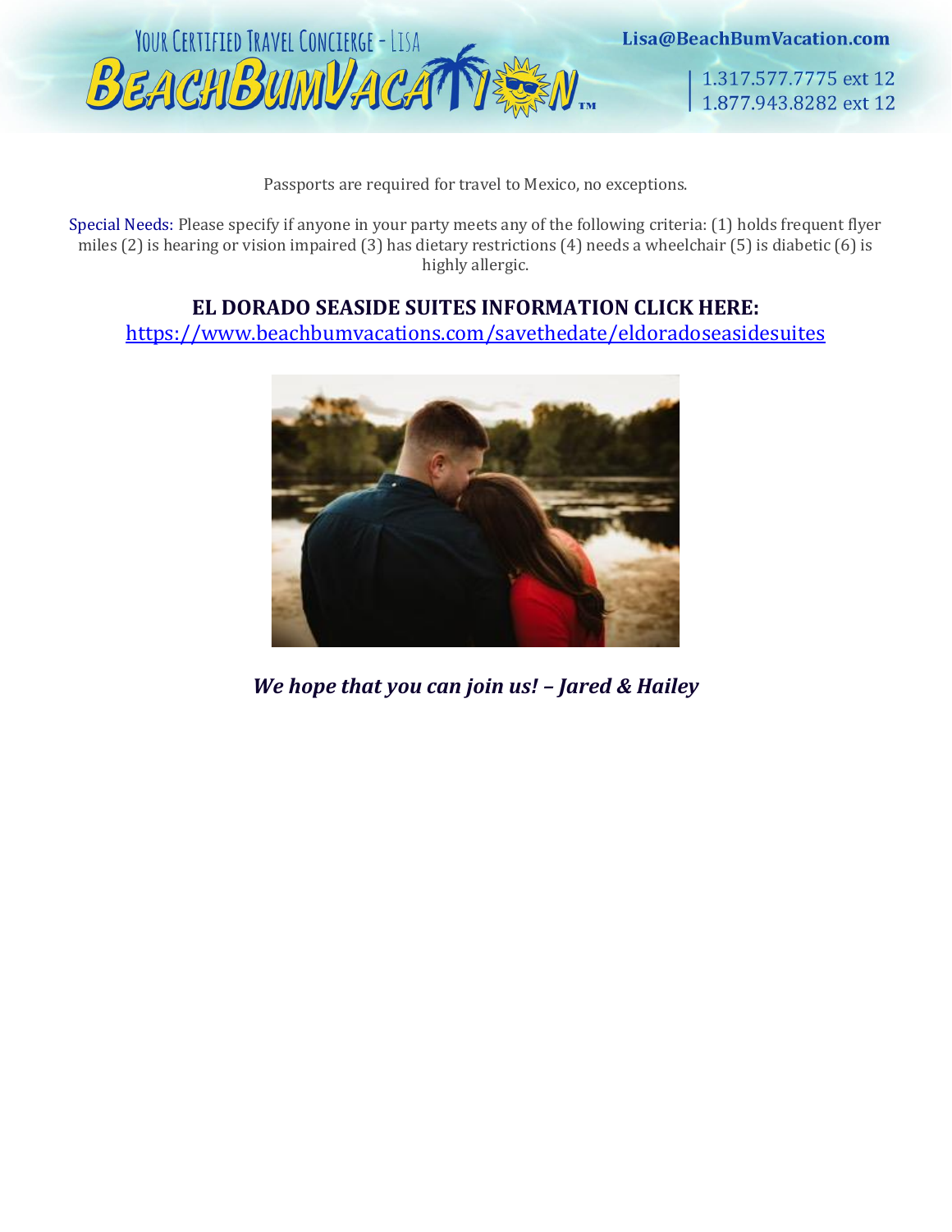Passports are required for travel to Mexico, no exceptions.

Special Needs: Please specify if anyone in your party meets any of the following criteria: (1) holds frequent flyer miles (2) is hearing or vision impaired (3) has dietary restrictions (4) needs a wheelchair (5) is diabetic (6) is highly allergic.

## EL DORADO SEASIDE SUITES INFORMATION CLICK HERE:

https://www.beachbumvacations.com/savethedate/eldoradoseasidesuites

***We hope that you can join us! – Jared & Hailey***